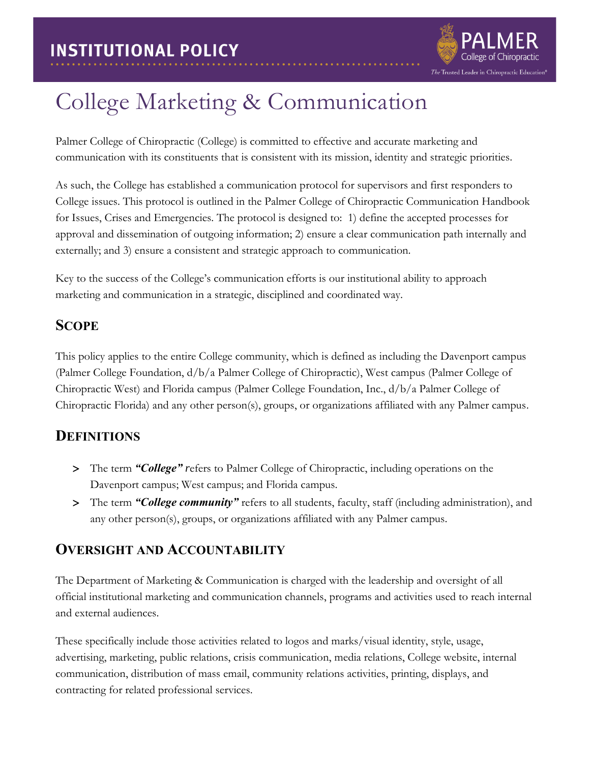# INSTITUTIONAL POLICY

# College Marketing & Communication

Palmer College of Chiropractic (College) is committed to effective and accurate marketing and communication with its constituents that is consistent with its mission, identity and strategic priorities.

As such, the College has established a communication protocol for supervisors and first responders to College issues. This protocol is outlined in the Palmer College of Chiropractic Communication Handbook for Issues, Crises and Emergencies. The protocol is designed to: 1) define the accepted processes for approval and dissemination of outgoing information; 2) ensure a clear communication path internally and externally; and 3) ensure a consistent and strategic approach to communication.

Key to the success of the College's communication efforts is our institutional ability to approach marketing and communication in a strategic, disciplined and coordinated way.

## Scope

This policy applies to the entire College community, which is defined as including the Davenport campus (Palmer College Foundation, d/b/a Palmer College of Chiropractic), West campus (Palmer College of Chiropractic West) and Florida campus (Palmer College Foundation, Inc., d/b/a Palmer College of Chiropractic Florida) and any other person(s), groups, or organizations affiliated with any Palmer campus.

## Definitions

- The term ***"College"*** refers to Palmer College of Chiropractic, including operations on the Davenport campus; West campus; and Florida campus.
- The term ***"College community"*** refers to all students, faculty, staff (including administration), and any other person(s), groups, or organizations affiliated with any Palmer campus.

## Oversight and Accountability

The Department of Marketing & Communication is charged with the leadership and oversight of all official institutional marketing and communication channels, programs and activities used to reach internal and external audiences.

These specifically include those activities related to logos and marks/visual identity, style, usage, advertising, marketing, public relations, crisis communication, media relations, College website, internal communication, distribution of mass email, community relations activities, printing, displays, and contracting for related professional services.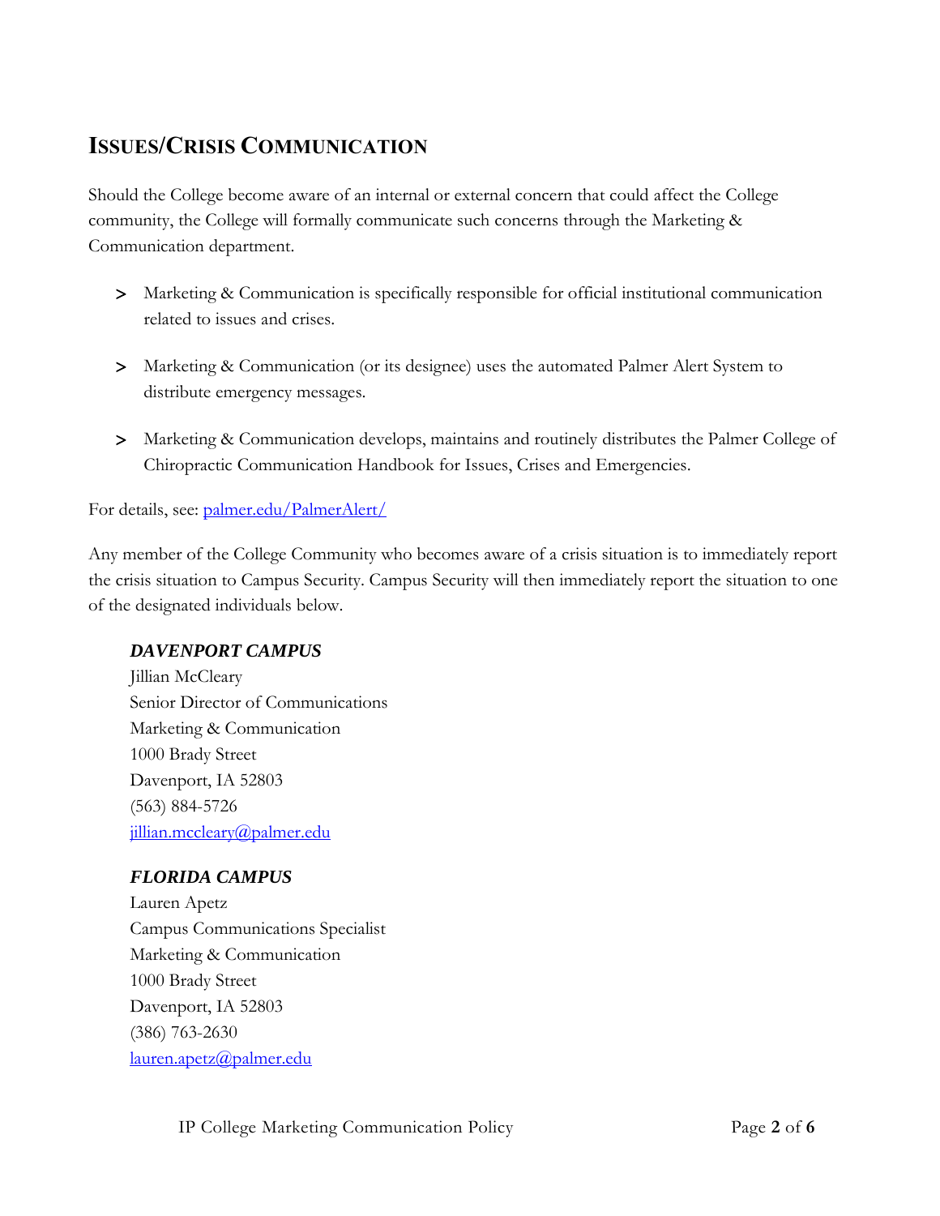## Issues/Crisis Communication

Should the College become aware of an internal or external concern that could affect the College community, the College will formally communicate such concerns through the Marketing & Communication department.

- Marketing & Communication is specifically responsible for official institutional communication related to issues and crises.
- Marketing & Communication (or its designee) uses the automated Palmer Alert System to distribute emergency messages.
- Marketing & Communication develops, maintains and routinely distributes the Palmer College of Chiropractic Communication Handbook for Issues, Crises and Emergencies.

For details, see: [palmer.edu/PalmerAlert/](palmer.edu/PalmerAlert/)

Any member of the College Community who becomes aware of a crisis situation is to immediately report the crisis situation to Campus Security. Campus Security will then immediately report the situation to one of the designated individuals below.

***DAVENPORT CAMPUS***
Jillian McCleary
Senior Director of Communications
Marketing & Communication
1000 Brady Street
Davenport, IA 52803
(563) 884-5726
[jillian.mccleary@palmer.edu](mailto:jillian.mccleary@palmer.edu)

***FLORIDA CAMPUS***
Lauren Apetz
Campus Communications Specialist
Marketing & Communication
1000 Brady Street
Davenport, IA 52803
(386) 763-2630
[lauren.apetz@palmer.edu](mailto:lauren.apetz@palmer.edu)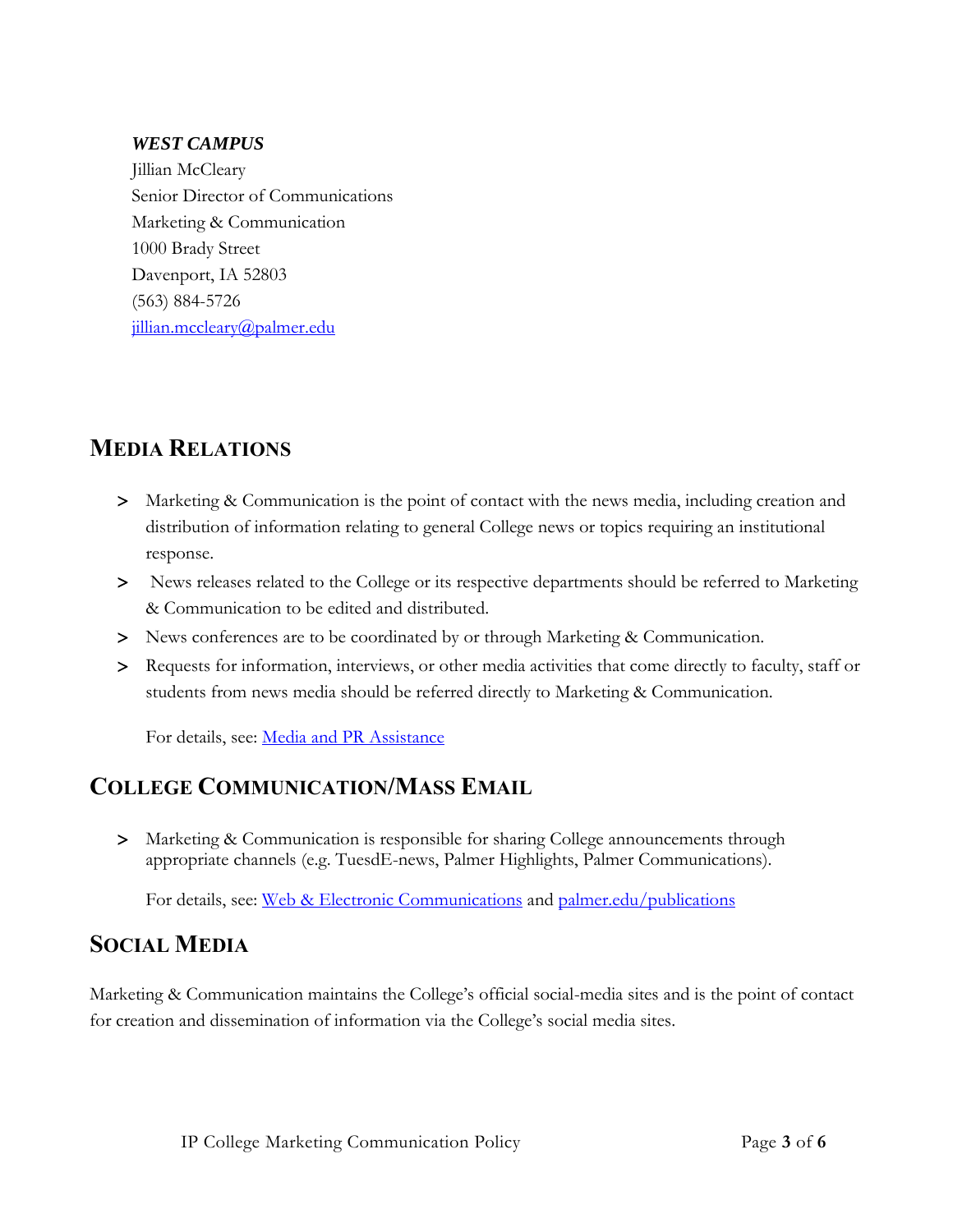***WEST CAMPUS***
Jillian McCleary
Senior Director of Communications
Marketing & Communication
1000 Brady Street
Davenport, IA 52803
(563) 884-5726
[jillian.mccleary@palmer.edu](mailto:jillian.mccleary@palmer.edu)

## MEDIA RELATIONS

- Marketing & Communication is the point of contact with the news media, including creation and distribution of information relating to general College news or topics requiring an institutional response.
- News releases related to the College or its respective departments should be referred to Marketing & Communication to be edited and distributed.
- News conferences are to be coordinated by or through Marketing & Communication.
- Requests for information, interviews, or other media activities that come directly to faculty, staff or students from news media should be referred directly to Marketing & Communication.

For details, see: Media and PR Assistance

## COLLEGE COMMUNICATION/MASS EMAIL

- Marketing & Communication is responsible for sharing College announcements through appropriate channels (e.g. TuesdE-news, Palmer Highlights, Palmer Communications).

For details, see: Web & Electronic Communications and palmer.edu/publications

## SOCIAL MEDIA

Marketing & Communication maintains the College's official social-media sites and is the point of contact for creation and dissemination of information via the College's social media sites.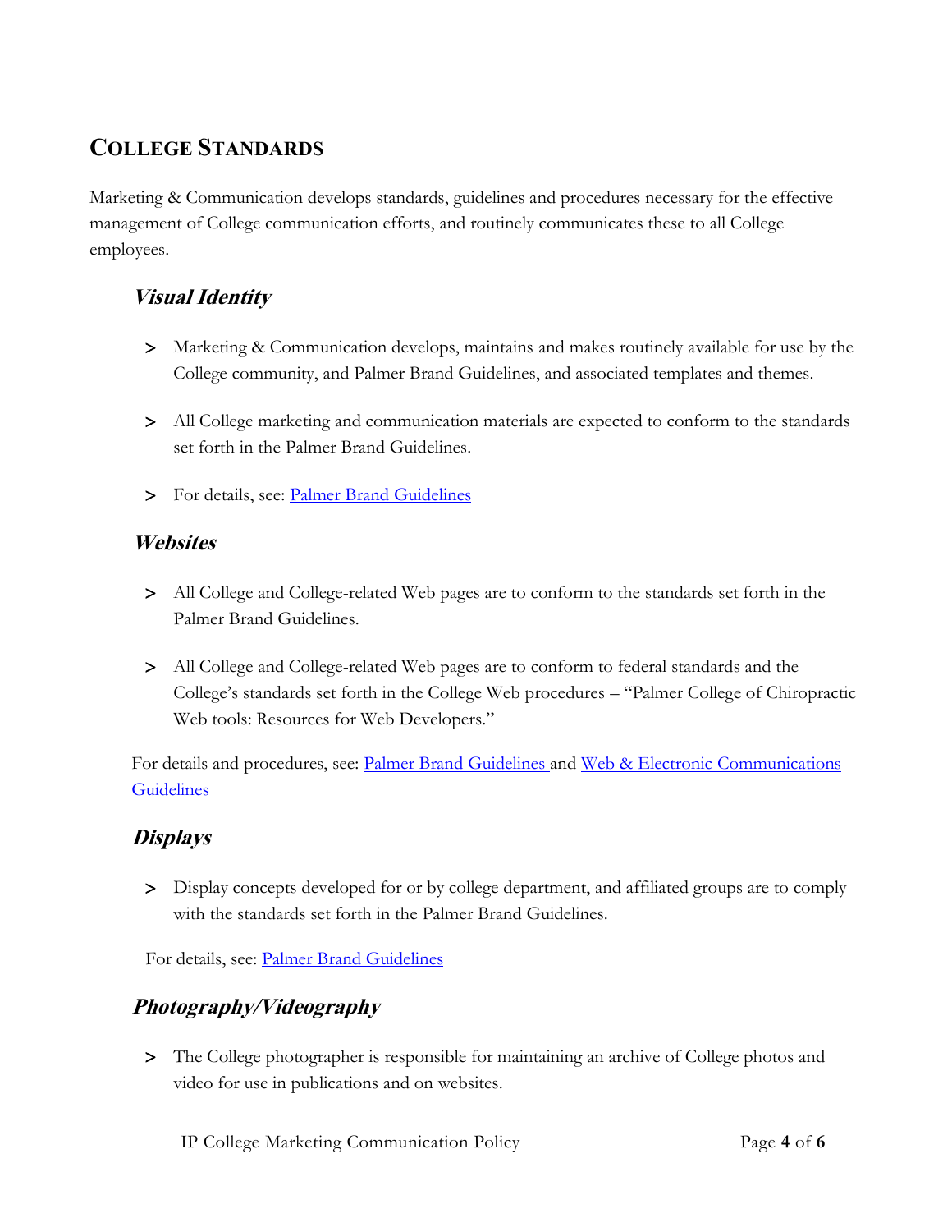## COLLEGE STANDARDS

Marketing & Communication develops standards, guidelines and procedures necessary for the effective management of College communication efforts, and routinely communicates these to all College employees.

### *Visual Identity*

> Marketing & Communication develops, maintains and makes routinely available for use by the College community, and Palmer Brand Guidelines, and associated templates and themes.

> All College marketing and communication materials are expected to conform to the standards set forth in the Palmer Brand Guidelines.

> For details, see: [Palmer Brand Guidelines]

### *Websites*

> All College and College-related Web pages are to conform to the standards set forth in the Palmer Brand Guidelines.

> All College and College-related Web pages are to conform to federal standards and the College's standards set forth in the College Web procedures – "Palmer College of Chiropractic Web tools: Resources for Web Developers."

For details and procedures, see: [Palmer Brand Guidelines] and [Web & Electronic Communications Guidelines]

### *Displays*

> Display concepts developed for or by college department, and affiliated groups are to comply with the standards set forth in the Palmer Brand Guidelines.

For details, see: [Palmer Brand Guidelines]

### *Photography/Videography*

> The College photographer is responsible for maintaining an archive of College photos and video for use in publications and on websites.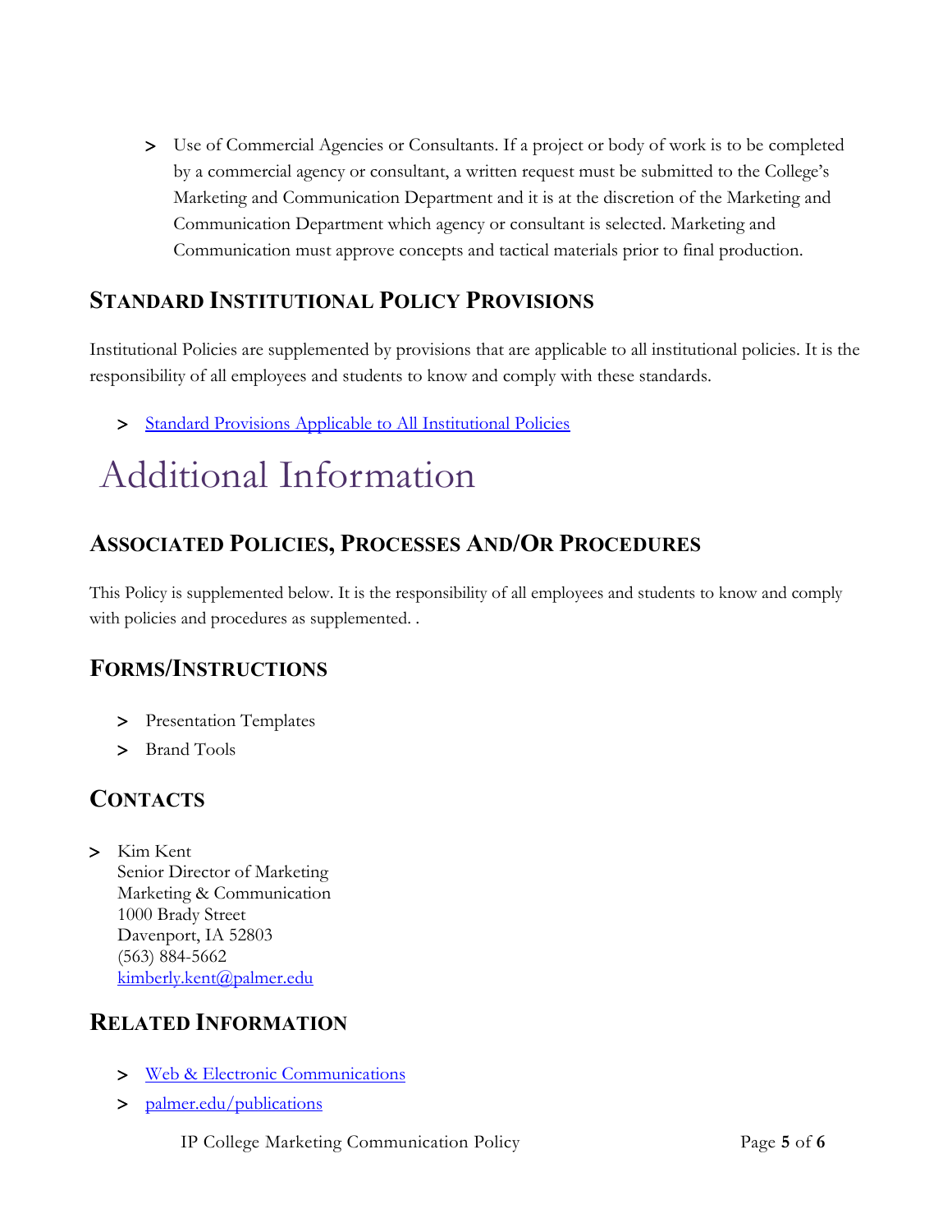- Use of Commercial Agencies or Consultants. If a project or body of work is to be completed by a commercial agency or consultant, a written request must be submitted to the College's Marketing and Communication Department and it is at the discretion of the Marketing and Communication Department which agency or consultant is selected. Marketing and Communication must approve concepts and tactical materials prior to final production.

## Standard Institutional Policy Provisions

Institutional Policies are supplemented by provisions that are applicable to all institutional policies. It is the responsibility of all employees and students to know and comply with these standards.

- Standard Provisions Applicable to All Institutional Policies

# Additional Information

## Associated Policies, Processes and/or Procedures

This Policy is supplemented below. It is the responsibility of all employees and students to know and comply with policies and procedures as supplemented. .

## Forms/Instructions

- Presentation Templates
- Brand Tools

## Contacts

- Kim Kent
  Senior Director of Marketing
  Marketing & Communication
  1000 Brady Street
  Davenport, IA 52803
  (563) 884-5662
  kimberly.kent@palmer.edu

## Related Information

- Web & Electronic Communications
- palmer.edu/publications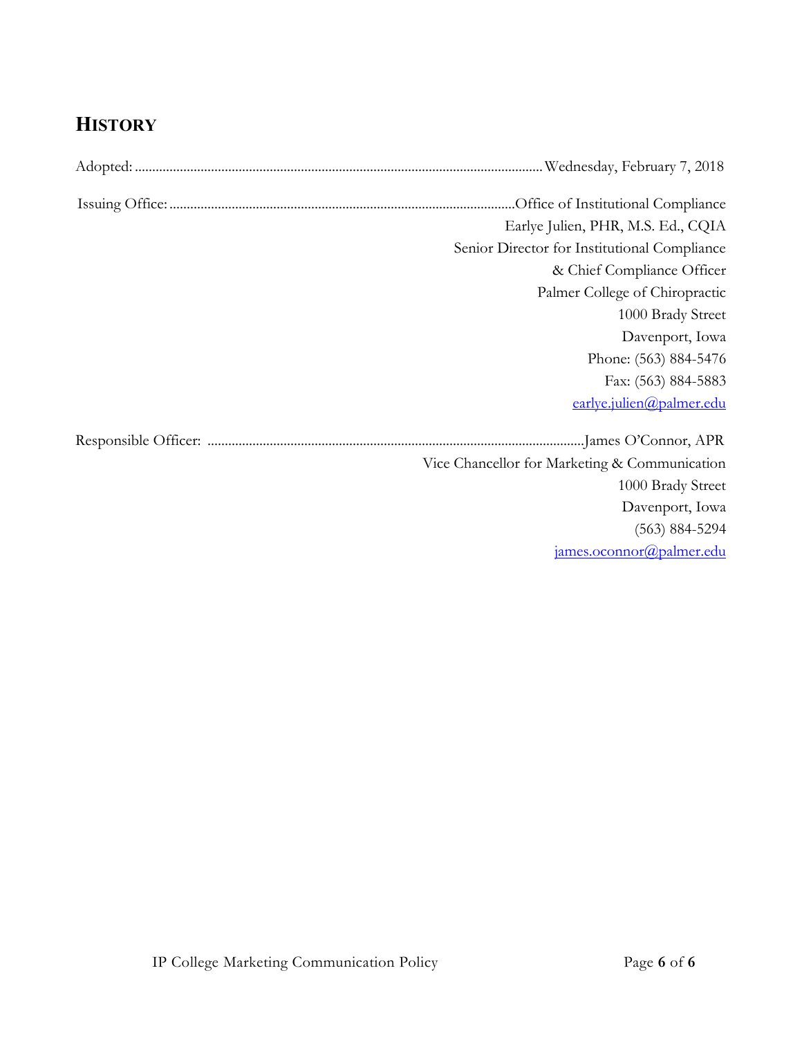## HISTORY

Adopted: ..................................................................................................................Wednesday, February 7, 2018

Issuing Office: ..................................................................................................Office of Institutional Compliance

Earlye Julien, PHR, M.S. Ed., CQIA
Senior Director for Institutional Compliance
& Chief Compliance Officer
Palmer College of Chiropractic
1000 Brady Street
Davenport, Iowa
Phone: (563) 884-5476
Fax: (563) 884-5883
earlye.julien@palmer.edu

Responsible Officer: ............................................................................................................James O'Connor, APR

Vice Chancellor for Marketing & Communication
1000 Brady Street
Davenport, Iowa
(563) 884-5294
james.oconnor@palmer.edu